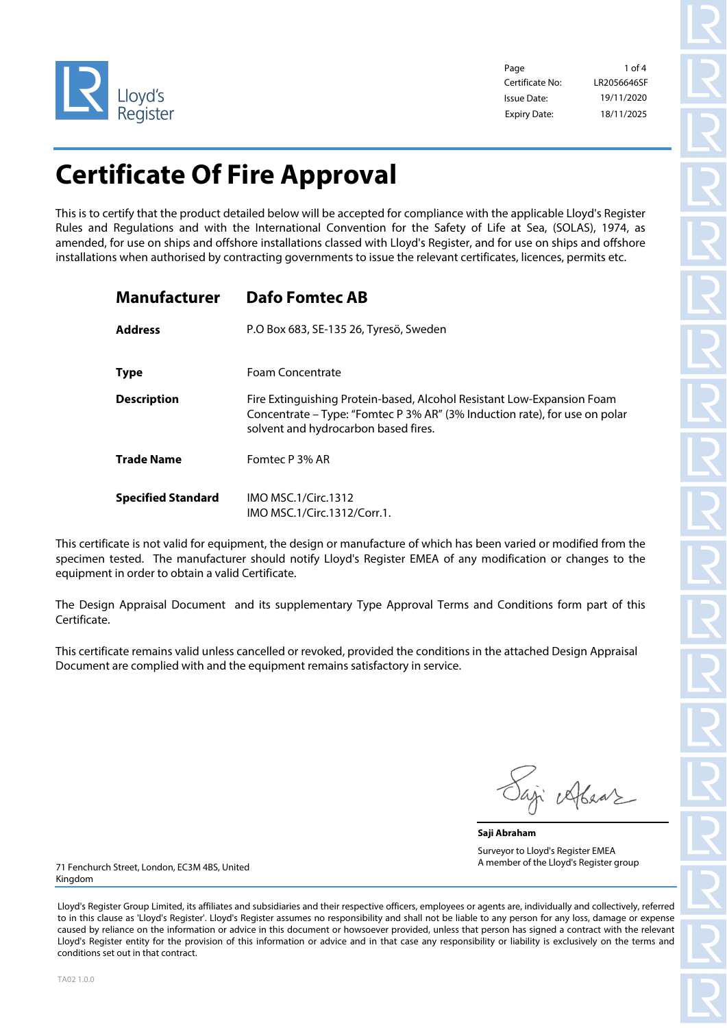Lloyd's Register

| | |
|---|---|
| Certificate No: | LR2056646SF |
| Issue Date: | 19/11/2020 |
| Expiry Date: | 18/11/2025 |

# Certificate Of Fire Approval

This is to certify that the product detailed below will be accepted for compliance with the applicable Lloyd's Register Rules and Regulations and with the International Convention for the Safety of Life at Sea, (SOLAS), 1974, as amended, for use on ships and offshore installations classed with Lloyd's Register, and for use on ships and offshore installations when authorised by contracting governments to issue the relevant certificates, licences, permits etc.

| | |
|---|---|
| **Manufacturer** | **Dafo Fomtec AB** |
| **Address** | P.O Box 683, SE-135 26, Tyresö, Sweden |
| **Type** | Foam Concentrate |
| **Description** | Fire Extinguishing Protein-based, Alcohol Resistant Low-Expansion Foam Concentrate – Type: "Fomtec P 3% AR" (3% Induction rate), for use on polar solvent and hydrocarbon based fires. |
| **Trade Name** | Fomtec P 3% AR |
| **Specified Standard** | IMO MSC.1/Circ.1312<br>IMO MSC.1/Circ.1312/Corr.1. |

This certificate is not valid for equipment, the design or manufacture of which has been varied or modified from the specimen tested. The manufacturer should notify Lloyd's Register EMEA of any modification or changes to the equipment in order to obtain a valid Certificate.

The Design Appraisal Document and its supplementary Type Approval Terms and Conditions form part of this Certificate.

This certificate remains valid unless cancelled or revoked, provided the conditions in the attached Design Appraisal Document are complied with and the equipment remains satisfactory in service.

**Saji Abraham**

Surveyor to Lloyd's Register EMEA
A member of the Lloyd's Register group

71 Fenchurch Street, London, EC3M 4BS, United Kingdom

Lloyd's Register Group Limited, its affiliates and subsidiaries and their respective officers, employees or agents are, individually and collectively, referred to in this clause as 'Lloyd's Register'. Lloyd's Register assumes no responsibility and shall not be liable to any person for any loss, damage or expense caused by reliance on the information or advice in this document or howsoever provided, unless that person has signed a contract with the relevant Lloyd's Register entity for the provision of this information or advice and in that case any responsibility or liability is exclusively on the terms and conditions set out in that contract.

TA02 1.0.0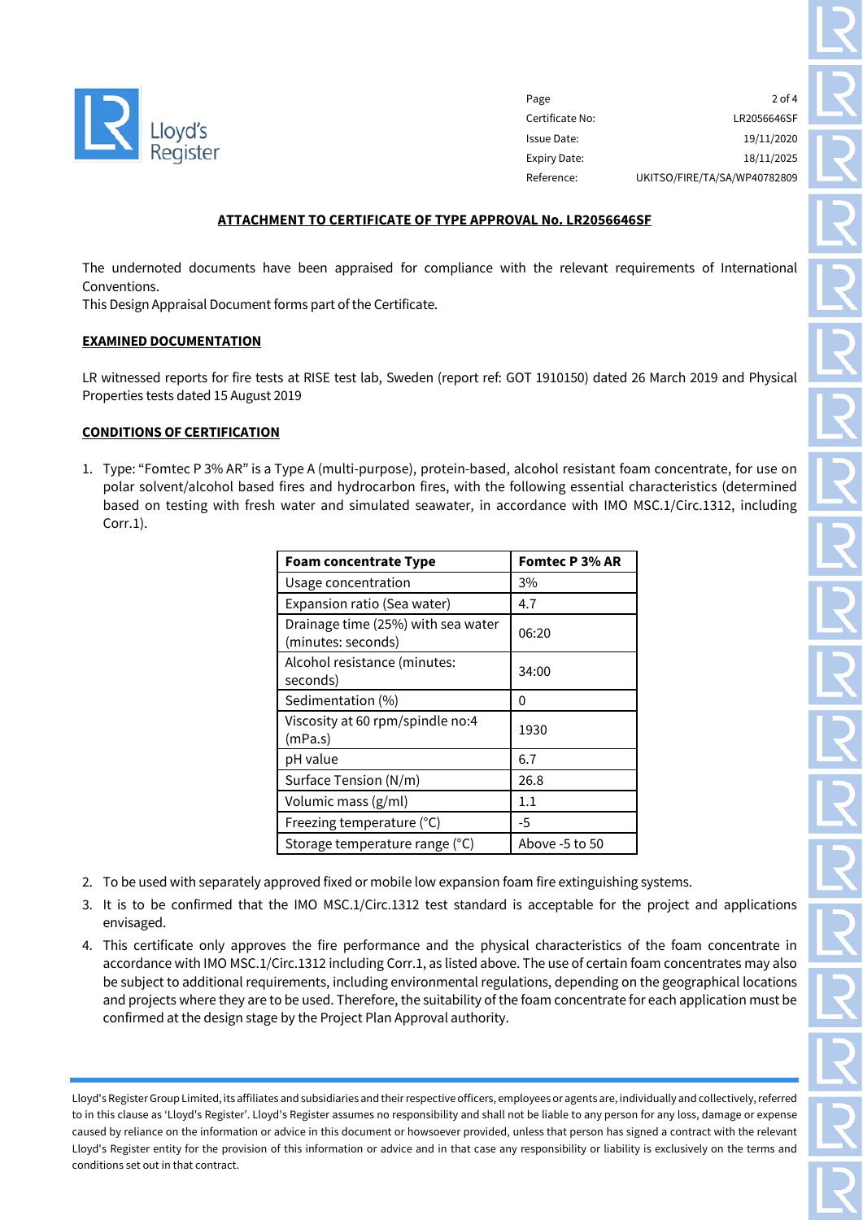| Page | 2 of 4 |
|---|---|
| Certificate No: | LR2056646SF |
| Issue Date: | 19/11/2020 |
| Expiry Date: | 18/11/2025 |
| Reference: | UKITSO/FIRE/TA/SA/WP40782809 |

## ATTACHMENT TO CERTIFICATE OF TYPE APPROVAL No. LR2056646SF

The undernoted documents have been appraised for compliance with the relevant requirements of International Conventions.
This Design Appraisal Document forms part of the Certificate.

### EXAMINED DOCUMENTATION

LR witnessed reports for fire tests at RISE test lab, Sweden (report ref: GOT 1910150) dated 26 March 2019 and Physical Properties tests dated 15 August 2019

### CONDITIONS OF CERTIFICATION

1. Type: "Fomtec P 3% AR" is a Type A (multi-purpose), protein-based, alcohol resistant foam concentrate, for use on polar solvent/alcohol based fires and hydrocarbon fires, with the following essential characteristics (determined based on testing with fresh water and simulated seawater, in accordance with IMO MSC.1/Circ.1312, including Corr.1).

| Foam concentrate Type | Fomtec P 3% AR |
|---|---|
| Usage concentration | 3% |
| Expansion ratio (Sea water) | 4.7 |
| Drainage time (25%) with sea water (minutes: seconds) | 06:20 |
| Alcohol resistance (minutes: seconds) | 34:00 |
| Sedimentation (%) | 0 |
| Viscosity at 60 rpm/spindle no:4 (mPa.s) | 1930 |
| pH value | 6.7 |
| Surface Tension (N/m) | 26.8 |
| Volumic mass (g/ml) | 1.1 |
| Freezing temperature (°C) | -5 |
| Storage temperature range (°C) | Above -5 to 50 |

2. To be used with separately approved fixed or mobile low expansion foam fire extinguishing systems.
3. It is to be confirmed that the IMO MSC.1/Circ.1312 test standard is acceptable for the project and applications envisaged.
4. This certificate only approves the fire performance and the physical characteristics of the foam concentrate in accordance with IMO MSC.1/Circ.1312 including Corr.1, as listed above. The use of certain foam concentrates may also be subject to additional requirements, including environmental regulations, depending on the geographical locations and projects where they are to be used. Therefore, the suitability of the foam concentrate for each application must be confirmed at the design stage by the Project Plan Approval authority.

Lloyd's Register Group Limited, its affiliates and subsidiaries and their respective officers, employees or agents are, individually and collectively, referred to in this clause as 'Lloyd's Register'. Lloyd's Register assumes no responsibility and shall not be liable to any person for any loss, damage or expense caused by reliance on the information or advice in this document or howsoever provided, unless that person has signed a contract with the relevant Lloyd's Register entity for the provision of this information or advice and in that case any responsibility or liability is exclusively on the terms and conditions set out in that contract.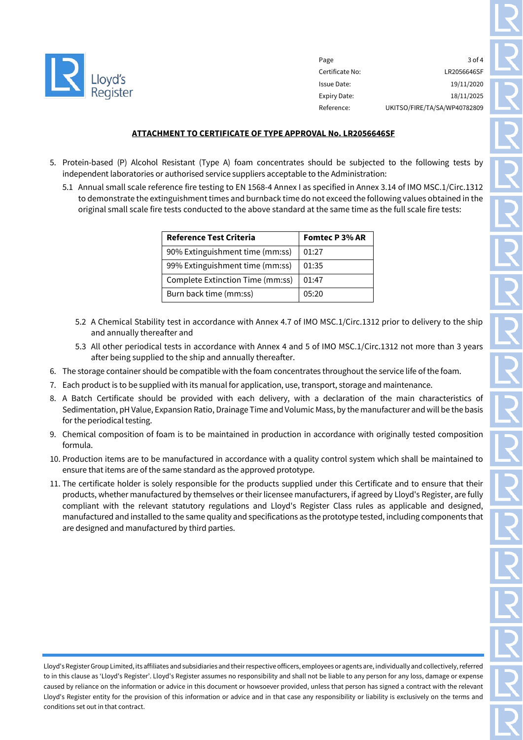| | |
|---|---|
| Certificate No: | LR2056646SF |
| Issue Date: | 19/11/2020 |
| Expiry Date: | 18/11/2025 |
| Reference: | UKITSO/FIRE/TA/SA/WP40782809 |

## ATTACHMENT TO CERTIFICATE OF TYPE APPROVAL No. LR2056646SF

5. Protein-based (P) Alcohol Resistant (Type A) foam concentrates should be subjected to the following tests by independent laboratories or authorised service suppliers acceptable to the Administration:

   5.1 Annual small scale reference fire testing to EN 1568-4 Annex I as specified in Annex 3.14 of IMO MSC.1/Circ.1312 to demonstrate the extinguishment times and burnback time do not exceed the following values obtained in the original small scale fire tests conducted to the above standard at the same time as the full scale fire tests:

   | Reference Test Criteria | Fomtec P 3% AR |
   |---|---|
   | 90% Extinguishment time (mm:ss) | 01:27 |
   | 99% Extinguishment time (mm:ss) | 01:35 |
   | Complete Extinction Time (mm:ss) | 01:47 |
   | Burn back time (mm:ss) | 05:20 |

   5.2 A Chemical Stability test in accordance with Annex 4.7 of IMO MSC.1/Circ.1312 prior to delivery to the ship and annually thereafter and

   5.3 All other periodical tests in accordance with Annex 4 and 5 of IMO MSC.1/Circ.1312 not more than 3 years after being supplied to the ship and annually thereafter.

6. The storage container should be compatible with the foam concentrates throughout the service life of the foam.
7. Each product is to be supplied with its manual for application, use, transport, storage and maintenance.
8. A Batch Certificate should be provided with each delivery, with a declaration of the main characteristics of Sedimentation, pH Value, Expansion Ratio, Drainage Time and Volumic Mass, by the manufacturer and will be the basis for the periodical testing.
9. Chemical composition of foam is to be maintained in production in accordance with originally tested composition formula.
10. Production items are to be manufactured in accordance with a quality control system which shall be maintained to ensure that items are of the same standard as the approved prototype.
11. The certificate holder is solely responsible for the products supplied under this Certificate and to ensure that their products, whether manufactured by themselves or their licensee manufacturers, if agreed by Lloyd's Register, are fully compliant with the relevant statutory regulations and Lloyd's Register Class rules as applicable and designed, manufactured and installed to the same quality and specifications as the prototype tested, including components that are designed and manufactured by third parties.

Lloyd's Register Group Limited, its affiliates and subsidiaries and their respective officers, employees or agents are, individually and collectively, referred to in this clause as 'Lloyd's Register'. Lloyd's Register assumes no responsibility and shall not be liable to any person for any loss, damage or expense caused by reliance on the information or advice in this document or howsoever provided, unless that person has signed a contract with the relevant Lloyd's Register entity for the provision of this information or advice and in that case any responsibility or liability is exclusively on the terms and conditions set out in that contract.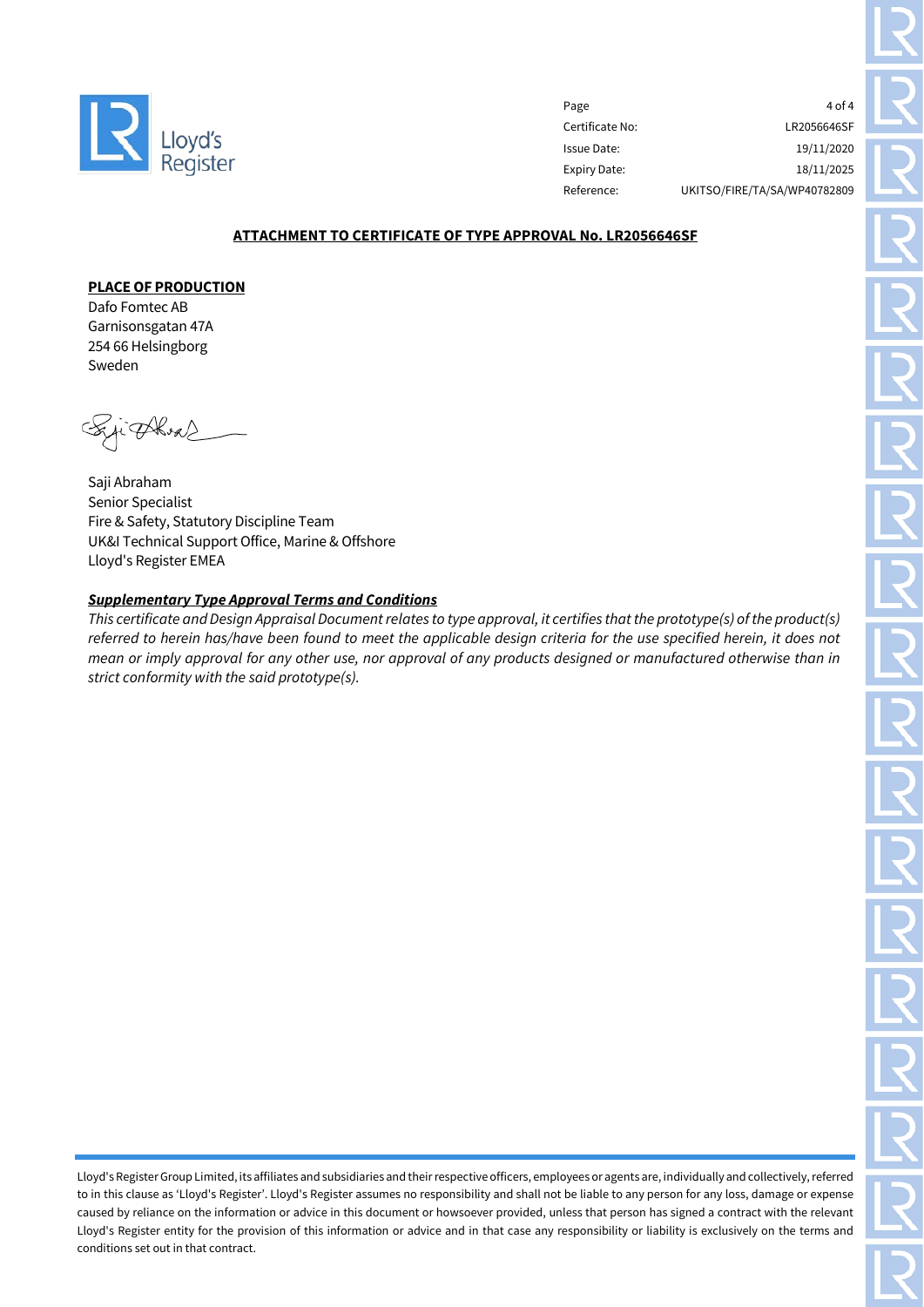| | |
|---|---|
| Certificate No: | LR2056646SF |
| Issue Date: | 19/11/2020 |
| Expiry Date: | 18/11/2025 |
| Reference: | UKITSO/FIRE/TA/SA/WP40782809 |

## ATTACHMENT TO CERTIFICATE OF TYPE APPROVAL No. LR2056646SF

**PLACE OF PRODUCTION**

Dafo Fomtec AB
Garnisonsgatan 47A
254 66 Helsingborg
Sweden

Saji Abraham
Senior Specialist
Fire & Safety, Statutory Discipline Team
UK&I Technical Support Office, Marine & Offshore
Lloyd's Register EMEA

***Supplementary Type Approval Terms and Conditions***

*This certificate and Design Appraisal Document relates to type approval, it certifies that the prototype(s) of the product(s) referred to herein has/have been found to meet the applicable design criteria for the use specified herein, it does not mean or imply approval for any other use, nor approval of any products designed or manufactured otherwise than in strict conformity with the said prototype(s).*

Lloyd's Register Group Limited, its affiliates and subsidiaries and their respective officers, employees or agents are, individually and collectively, referred to in this clause as 'Lloyd's Register'. Lloyd's Register assumes no responsibility and shall not be liable to any person for any loss, damage or expense caused by reliance on the information or advice in this document or howsoever provided, unless that person has signed a contract with the relevant Lloyd's Register entity for the provision of this information or advice and in that case any responsibility or liability is exclusively on the terms and conditions set out in that contract.